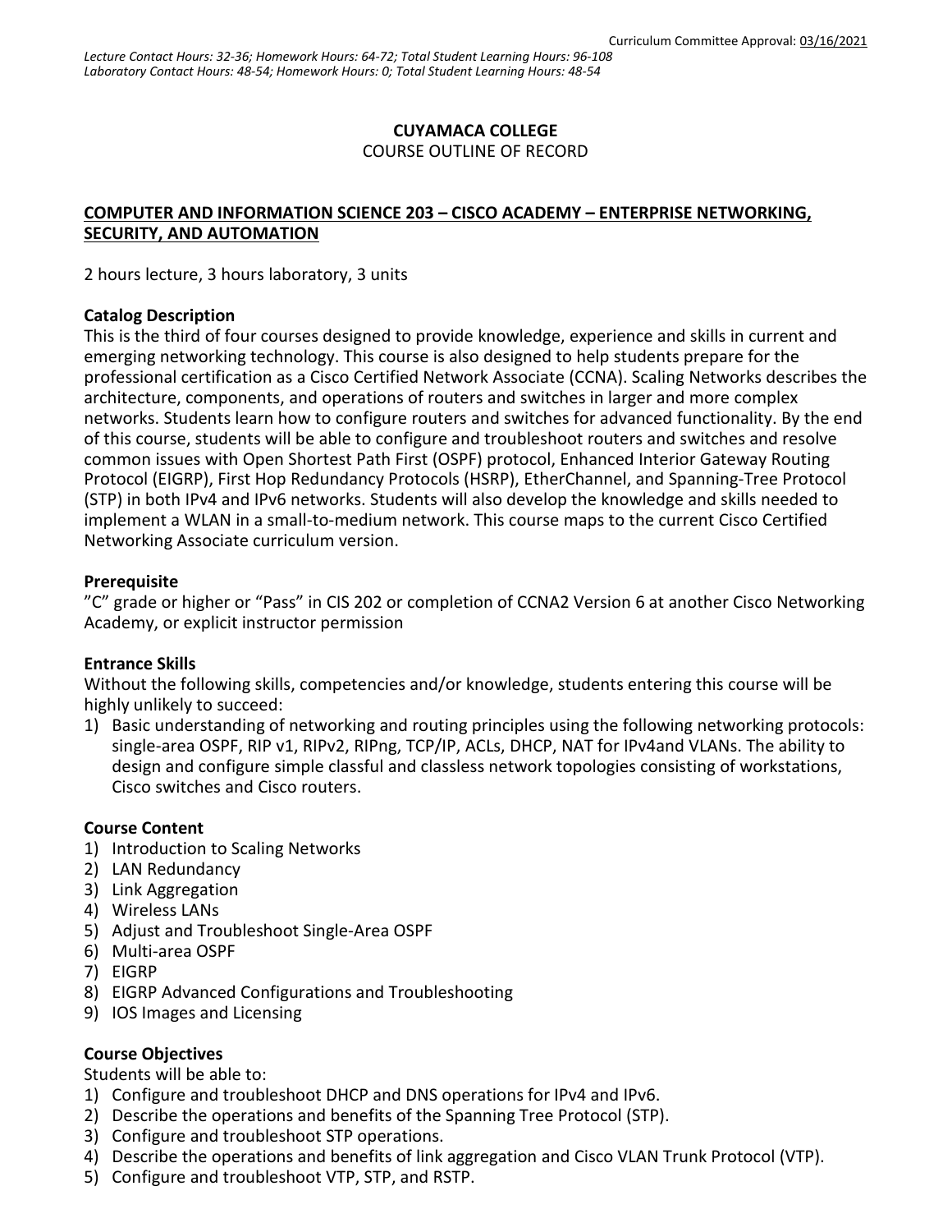Curriculum Committee Approval: 03/16/2021

*Lecture Contact Hours: 32-36; Homework Hours: 64-72; Total Student Learning Hours: 96-108*
*Laboratory Contact Hours: 48-54; Homework Hours: 0; Total Student Learning Hours: 48-54*

**CUYAMACA COLLEGE**
COURSE OUTLINE OF RECORD

**COMPUTER AND INFORMATION SCIENCE 203 – CISCO ACADEMY – ENTERPRISE NETWORKING, SECURITY, AND AUTOMATION**

2 hours lecture, 3 hours laboratory, 3 units

### Catalog Description

This is the third of four courses designed to provide knowledge, experience and skills in current and emerging networking technology. This course is also designed to help students prepare for the professional certification as a Cisco Certified Network Associate (CCNA). Scaling Networks describes the architecture, components, and operations of routers and switches in larger and more complex networks. Students learn how to configure routers and switches for advanced functionality. By the end of this course, students will be able to configure and troubleshoot routers and switches and resolve common issues with Open Shortest Path First (OSPF) protocol, Enhanced Interior Gateway Routing Protocol (EIGRP), First Hop Redundancy Protocols (HSRP), EtherChannel, and Spanning-Tree Protocol (STP) in both IPv4 and IPv6 networks. Students will also develop the knowledge and skills needed to implement a WLAN in a small-to-medium network. This course maps to the current Cisco Certified Networking Associate curriculum version.

### Prerequisite

"C" grade or higher or "Pass" in CIS 202 or completion of CCNA2 Version 6 at another Cisco Networking Academy, or explicit instructor permission

### Entrance Skills

Without the following skills, competencies and/or knowledge, students entering this course will be highly unlikely to succeed:

1) Basic understanding of networking and routing principles using the following networking protocols: single-area OSPF, RIP v1, RIPv2, RIPng, TCP/IP, ACLs, DHCP, NAT for IPv4and VLANs. The ability to design and configure simple classful and classless network topologies consisting of workstations, Cisco switches and Cisco routers.

### Course Content

1) Introduction to Scaling Networks
2) LAN Redundancy
3) Link Aggregation
4) Wireless LANs
5) Adjust and Troubleshoot Single-Area OSPF
6) Multi-area OSPF
7) EIGRP
8) EIGRP Advanced Configurations and Troubleshooting
9) IOS Images and Licensing

### Course Objectives

Students will be able to:

1) Configure and troubleshoot DHCP and DNS operations for IPv4 and IPv6.
2) Describe the operations and benefits of the Spanning Tree Protocol (STP).
3) Configure and troubleshoot STP operations.
4) Describe the operations and benefits of link aggregation and Cisco VLAN Trunk Protocol (VTP).
5) Configure and troubleshoot VTP, STP, and RSTP.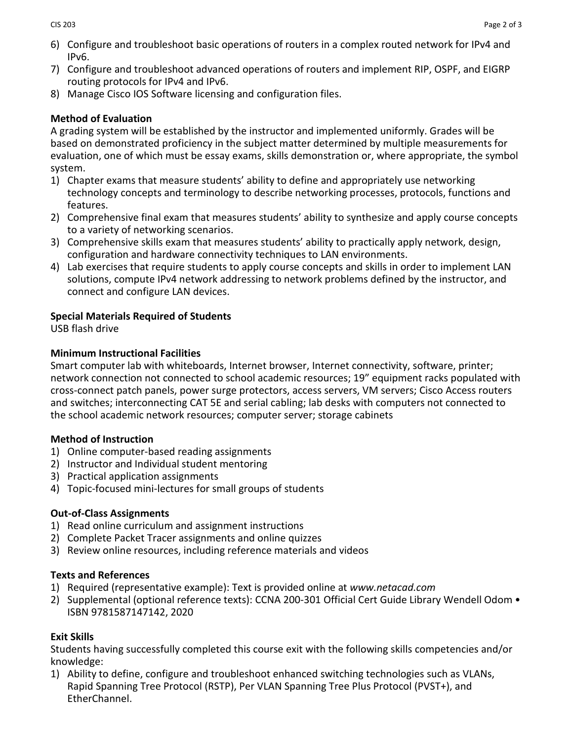6) Configure and troubleshoot basic operations of routers in a complex routed network for IPv4 and IPv6.
7) Configure and troubleshoot advanced operations of routers and implement RIP, OSPF, and EIGRP routing protocols for IPv4 and IPv6.
8) Manage Cisco IOS Software licensing and configuration files.

**Method of Evaluation**

A grading system will be established by the instructor and implemented uniformly. Grades will be based on demonstrated proficiency in the subject matter determined by multiple measurements for evaluation, one of which must be essay exams, skills demonstration or, where appropriate, the symbol system.

1) Chapter exams that measure students' ability to define and appropriately use networking technology concepts and terminology to describe networking processes, protocols, functions and features.
2) Comprehensive final exam that measures students' ability to synthesize and apply course concepts to a variety of networking scenarios.
3) Comprehensive skills exam that measures students' ability to practically apply network, design, configuration and hardware connectivity techniques to LAN environments.
4) Lab exercises that require students to apply course concepts and skills in order to implement LAN solutions, compute IPv4 network addressing to network problems defined by the instructor, and connect and configure LAN devices.

**Special Materials Required of Students**

USB flash drive

**Minimum Instructional Facilities**

Smart computer lab with whiteboards, Internet browser, Internet connectivity, software, printer; network connection not connected to school academic resources; 19" equipment racks populated with cross-connect patch panels, power surge protectors, access servers, VM servers; Cisco Access routers and switches; interconnecting CAT 5E and serial cabling; lab desks with computers not connected to the school academic network resources; computer server; storage cabinets

**Method of Instruction**

1) Online computer-based reading assignments
2) Instructor and Individual student mentoring
3) Practical application assignments
4) Topic-focused mini-lectures for small groups of students

**Out-of-Class Assignments**

1) Read online curriculum and assignment instructions
2) Complete Packet Tracer assignments and online quizzes
3) Review online resources, including reference materials and videos

**Texts and References**

1) Required (representative example): Text is provided online at *www.netacad.com*
2) Supplemental (optional reference texts): CCNA 200-301 Official Cert Guide Library Wendell Odom • ISBN 9781587147142, 2020

**Exit Skills**

Students having successfully completed this course exit with the following skills competencies and/or knowledge:

1) Ability to define, configure and troubleshoot enhanced switching technologies such as VLANs, Rapid Spanning Tree Protocol (RSTP), Per VLAN Spanning Tree Plus Protocol (PVST+), and EtherChannel.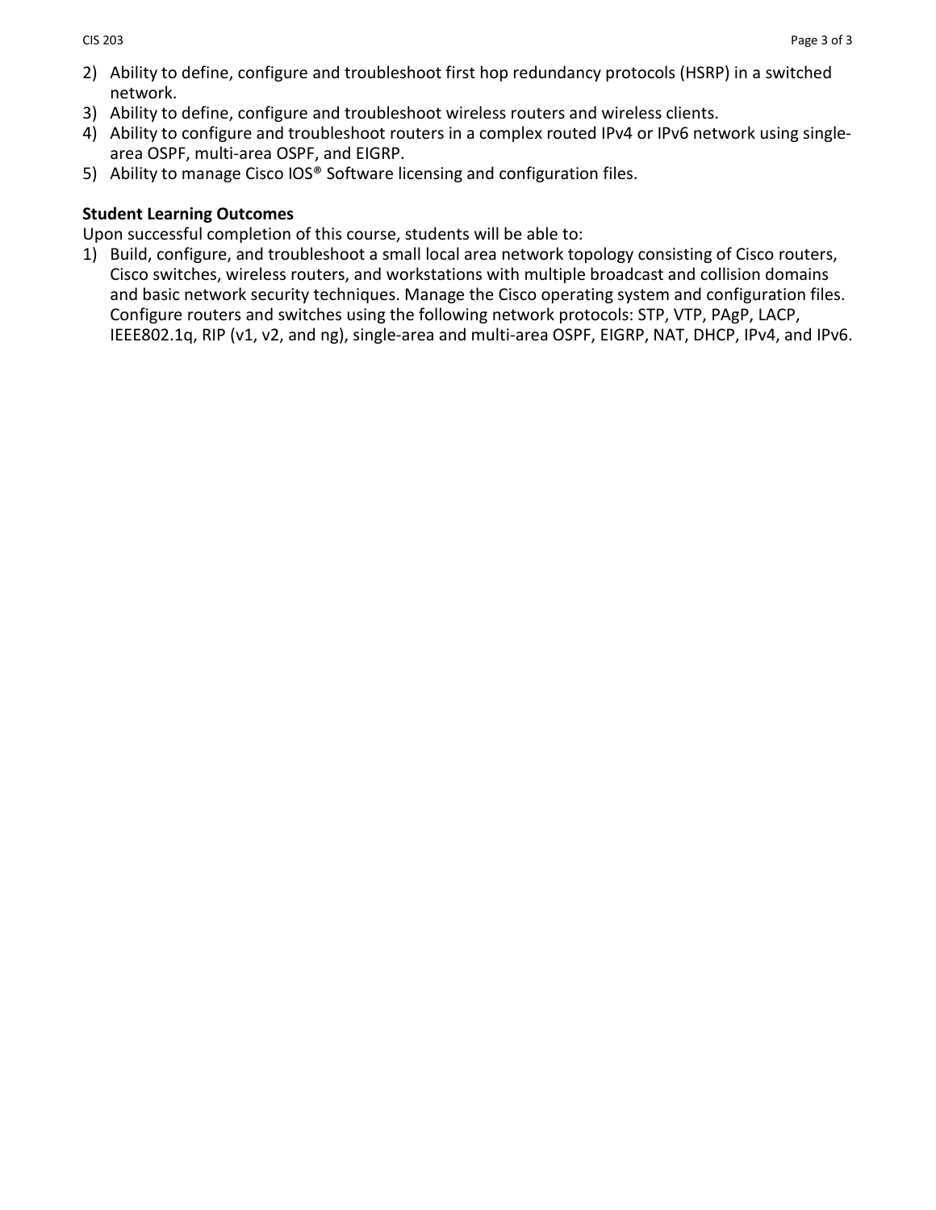2) Ability to define, configure and troubleshoot first hop redundancy protocols (HSRP) in a switched network.
3) Ability to define, configure and troubleshoot wireless routers and wireless clients.
4) Ability to configure and troubleshoot routers in a complex routed IPv4 or IPv6 network using single-area OSPF, multi-area OSPF, and EIGRP.
5) Ability to manage Cisco IOS® Software licensing and configuration files.

**Student Learning Outcomes**

Upon successful completion of this course, students will be able to:

1) Build, configure, and troubleshoot a small local area network topology consisting of Cisco routers, Cisco switches, wireless routers, and workstations with multiple broadcast and collision domains and basic network security techniques. Manage the Cisco operating system and configuration files. Configure routers and switches using the following network protocols: STP, VTP, PAgP, LACP, IEEE802.1q, RIP (v1, v2, and ng), single-area and multi-area OSPF, EIGRP, NAT, DHCP, IPv4, and IPv6.